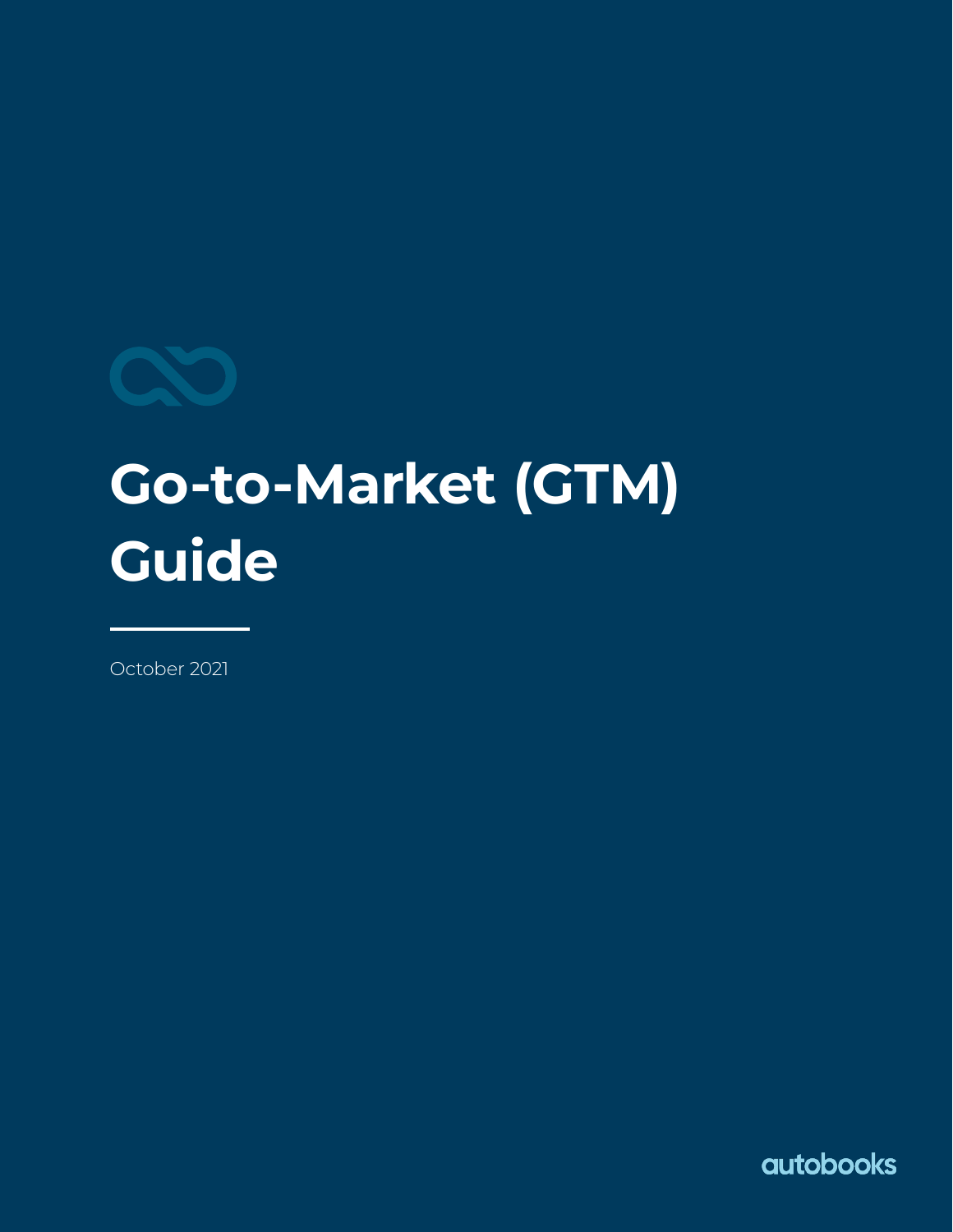# Go-to-Market (GTM) Guide

October 2021

autobooks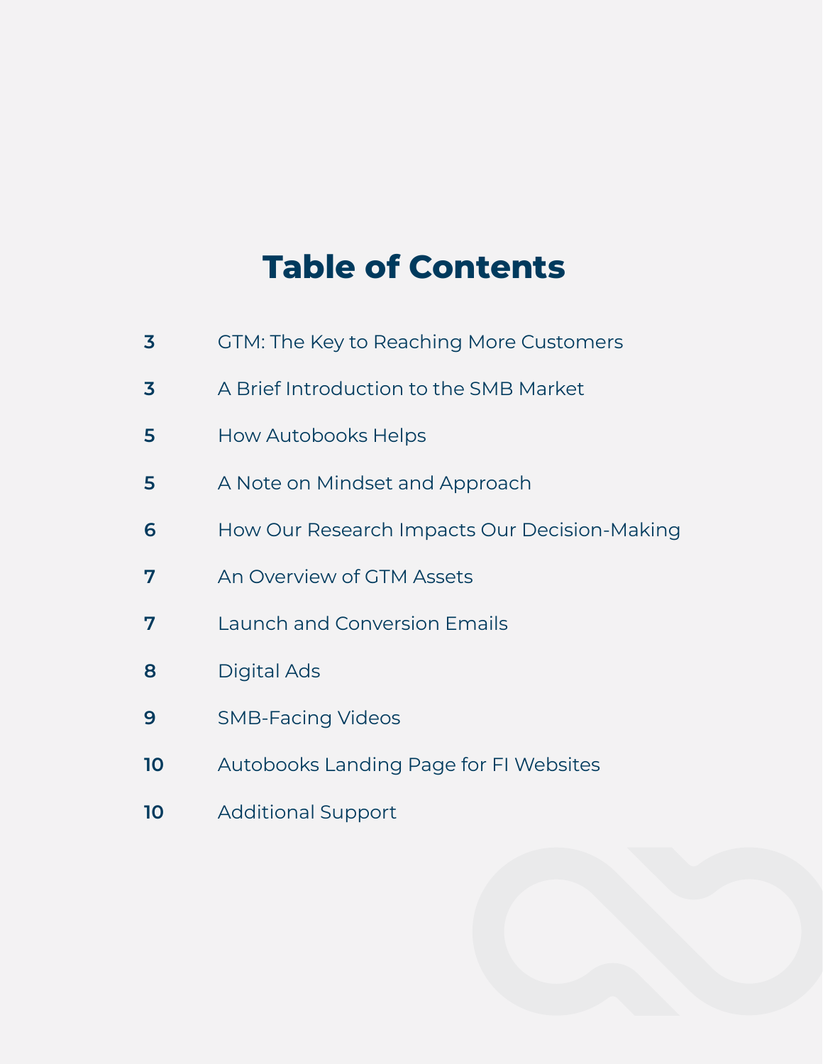# Table of Contents

| | |
|---|---|
| 3 | GTM: The Key to Reaching More Customers |
| 3 | A Brief Introduction to the SMB Market |
| 5 | How Autobooks Helps |
| 5 | A Note on Mindset and Approach |
| 6 | How Our Research Impacts Our Decision-Making |
| 7 | An Overview of GTM Assets |
| 7 | Launch and Conversion Emails |
| 8 | Digital Ads |
| 9 | SMB-Facing Videos |
| 10 | Autobooks Landing Page for FI Websites |
| 10 | Additional Support |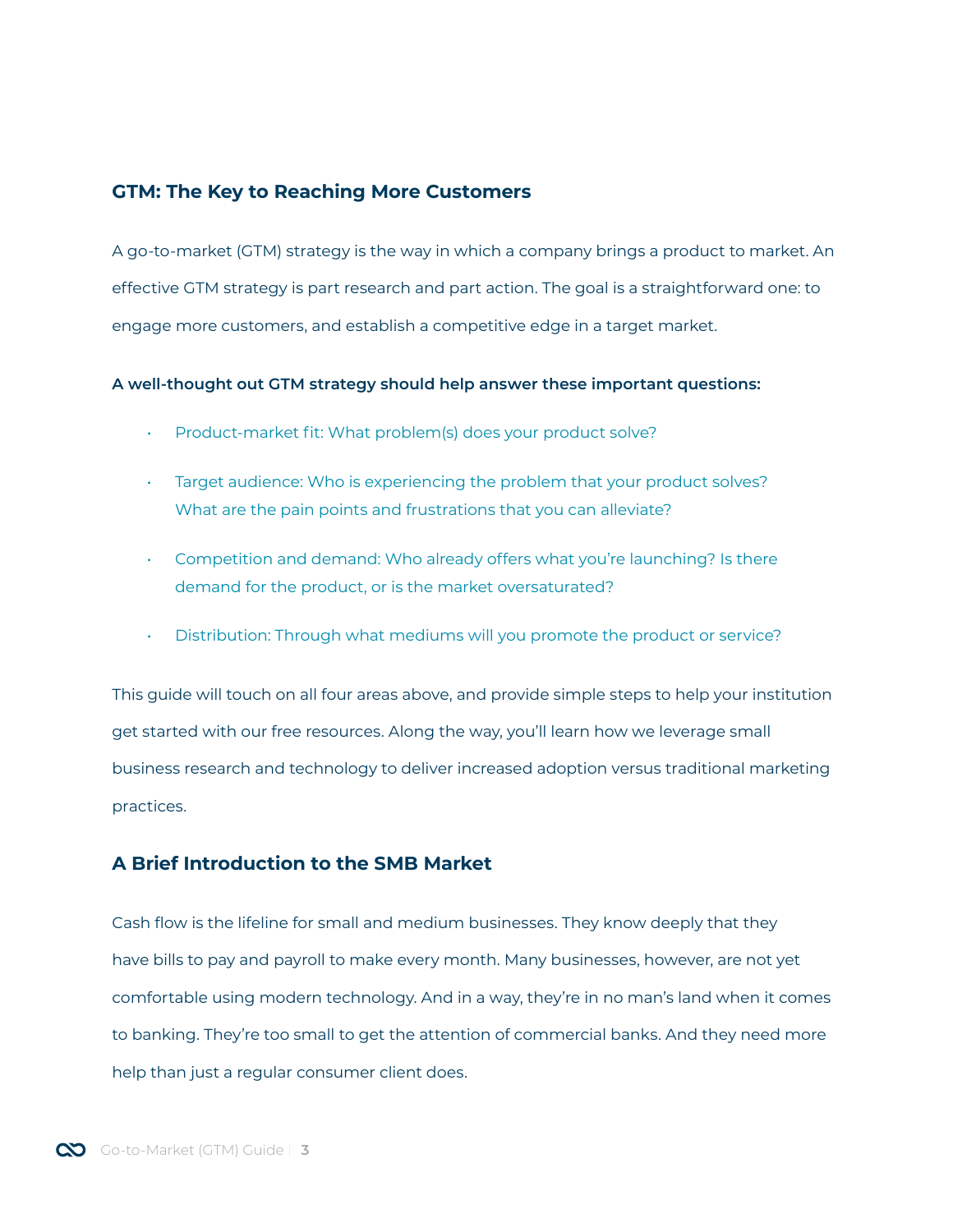## GTM: The Key to Reaching More Customers

A go-to-market (GTM) strategy is the way in which a company brings a product to market. An effective GTM strategy is part research and part action. The goal is a straightforward one: to engage more customers, and establish a competitive edge in a target market.

**A well-thought out GTM strategy should help answer these important questions:**

- Product-market fit: What problem(s) does your product solve?
- Target audience: Who is experiencing the problem that your product solves? What are the pain points and frustrations that you can alleviate?
- Competition and demand: Who already offers what you're launching? Is there demand for the product, or is the market oversaturated?
- Distribution: Through what mediums will you promote the product or service?

This guide will touch on all four areas above, and provide simple steps to help your institution get started with our free resources. Along the way, you'll learn how we leverage small business research and technology to deliver increased adoption versus traditional marketing practices.

## A Brief Introduction to the SMB Market

Cash flow is the lifeline for small and medium businesses. They know deeply that they have bills to pay and payroll to make every month. Many businesses, however, are not yet comfortable using modern technology. And in a way, they're in no man's land when it comes to banking. They're too small to get the attention of commercial banks. And they need more help than just a regular consumer client does.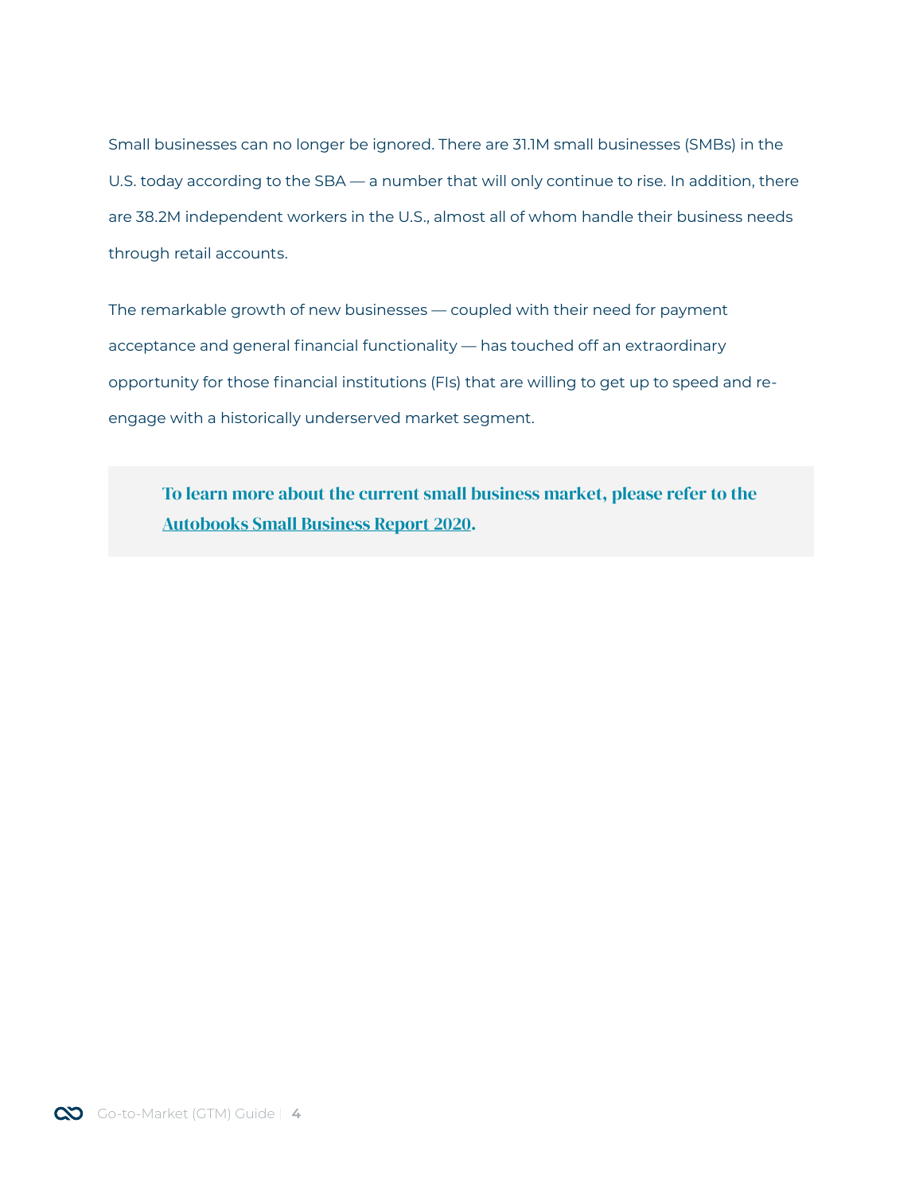Small businesses can no longer be ignored. There are 31.1M small businesses (SMBs) in the U.S. today according to the SBA — a number that will only continue to rise. In addition, there are 38.2M independent workers in the U.S., almost all of whom handle their business needs through retail accounts.

The remarkable growth of new businesses — coupled with their need for payment acceptance and general financial functionality — has touched off an extraordinary opportunity for those financial institutions (FIs) that are willing to get up to speed and re-engage with a historically underserved market segment.

> **To learn more about the current small business market, please refer to the Autobooks Small Business Report 2020.**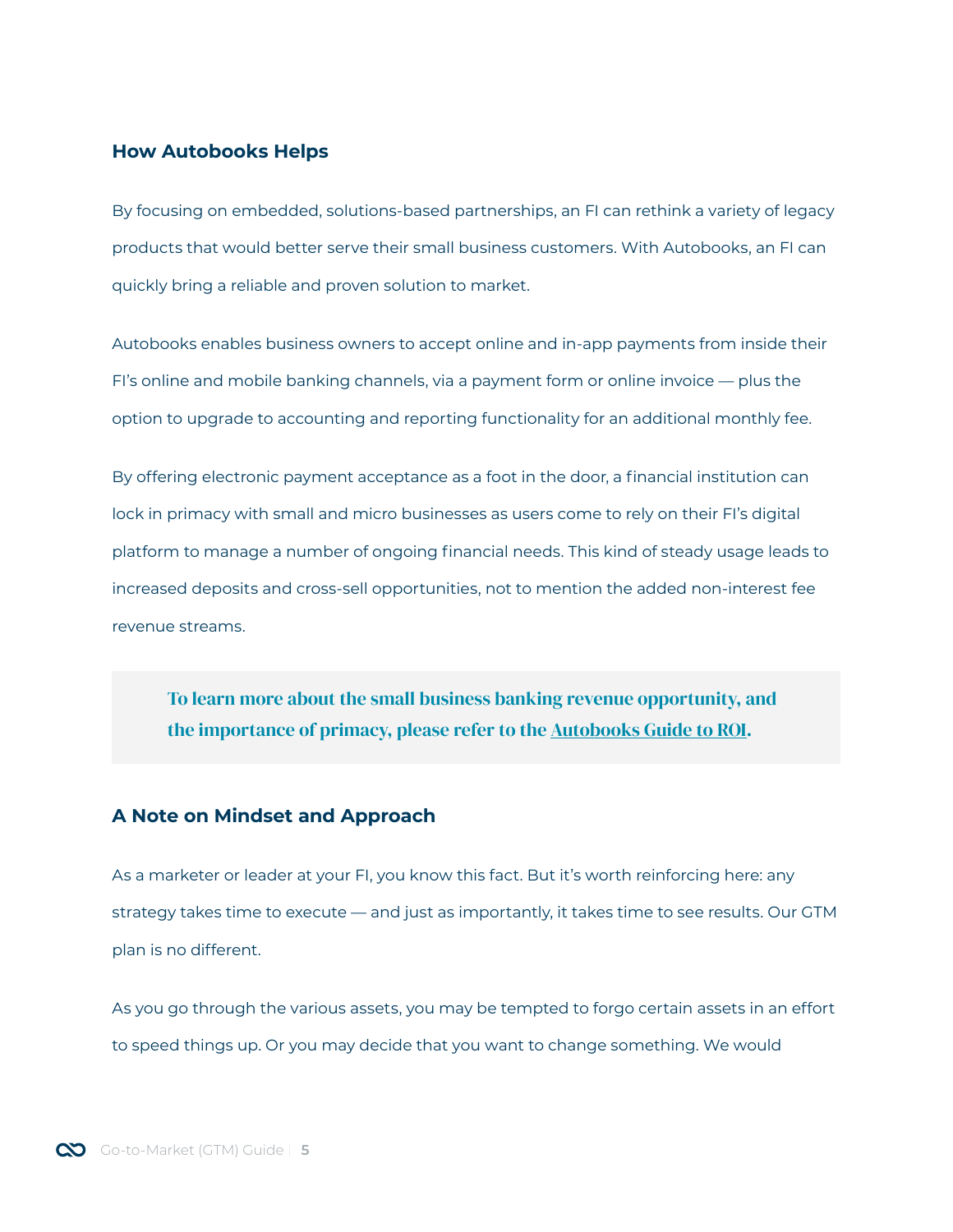## How Autobooks Helps

By focusing on embedded, solutions-based partnerships, an FI can rethink a variety of legacy products that would better serve their small business customers. With Autobooks, an FI can quickly bring a reliable and proven solution to market.

Autobooks enables business owners to accept online and in-app payments from inside their FI's online and mobile banking channels, via a payment form or online invoice — plus the option to upgrade to accounting and reporting functionality for an additional monthly fee.

By offering electronic payment acceptance as a foot in the door, a financial institution can lock in primacy with small and micro businesses as users come to rely on their FI's digital platform to manage a number of ongoing financial needs. This kind of steady usage leads to increased deposits and cross-sell opportunities, not to mention the added non-interest fee revenue streams.

> **To learn more about the small business banking revenue opportunity, and the importance of primacy, please refer to the Autobooks Guide to ROI.**

## A Note on Mindset and Approach

As a marketer or leader at your FI, you know this fact. But it's worth reinforcing here: any strategy takes time to execute — and just as importantly, it takes time to see results. Our GTM plan is no different.

As you go through the various assets, you may be tempted to forgo certain assets in an effort to speed things up. Or you may decide that you want to change something. We would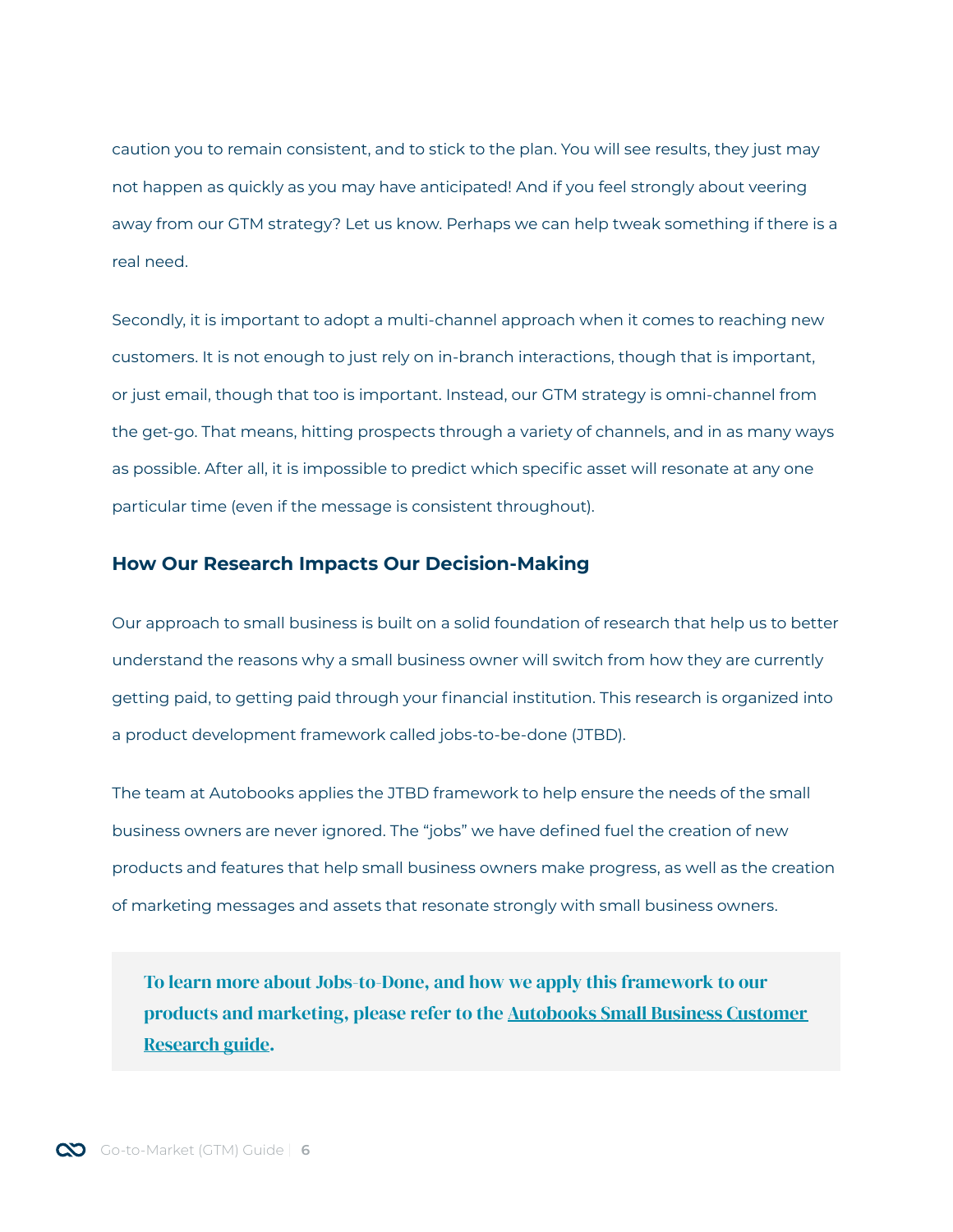caution you to remain consistent, and to stick to the plan. You will see results, they just may not happen as quickly as you may have anticipated! And if you feel strongly about veering away from our GTM strategy? Let us know. Perhaps we can help tweak something if there is a real need.

Secondly, it is important to adopt a multi-channel approach when it comes to reaching new customers. It is not enough to just rely on in-branch interactions, though that is important, or just email, though that too is important. Instead, our GTM strategy is omni-channel from the get-go. That means, hitting prospects through a variety of channels, and in as many ways as possible. After all, it is impossible to predict which specific asset will resonate at any one particular time (even if the message is consistent throughout).

### How Our Research Impacts Our Decision-Making

Our approach to small business is built on a solid foundation of research that help us to better understand the reasons why a small business owner will switch from how they are currently getting paid, to getting paid through your financial institution. This research is organized into a product development framework called jobs-to-be-done (JTBD).

The team at Autobooks applies the JTBD framework to help ensure the needs of the small business owners are never ignored. The "jobs" we have defined fuel the creation of new products and features that help small business owners make progress, as well as the creation of marketing messages and assets that resonate strongly with small business owners.

> **To learn more about Jobs-to-Done, and how we apply this framework to our products and marketing, please refer to the Autobooks Small Business Customer Research guide.**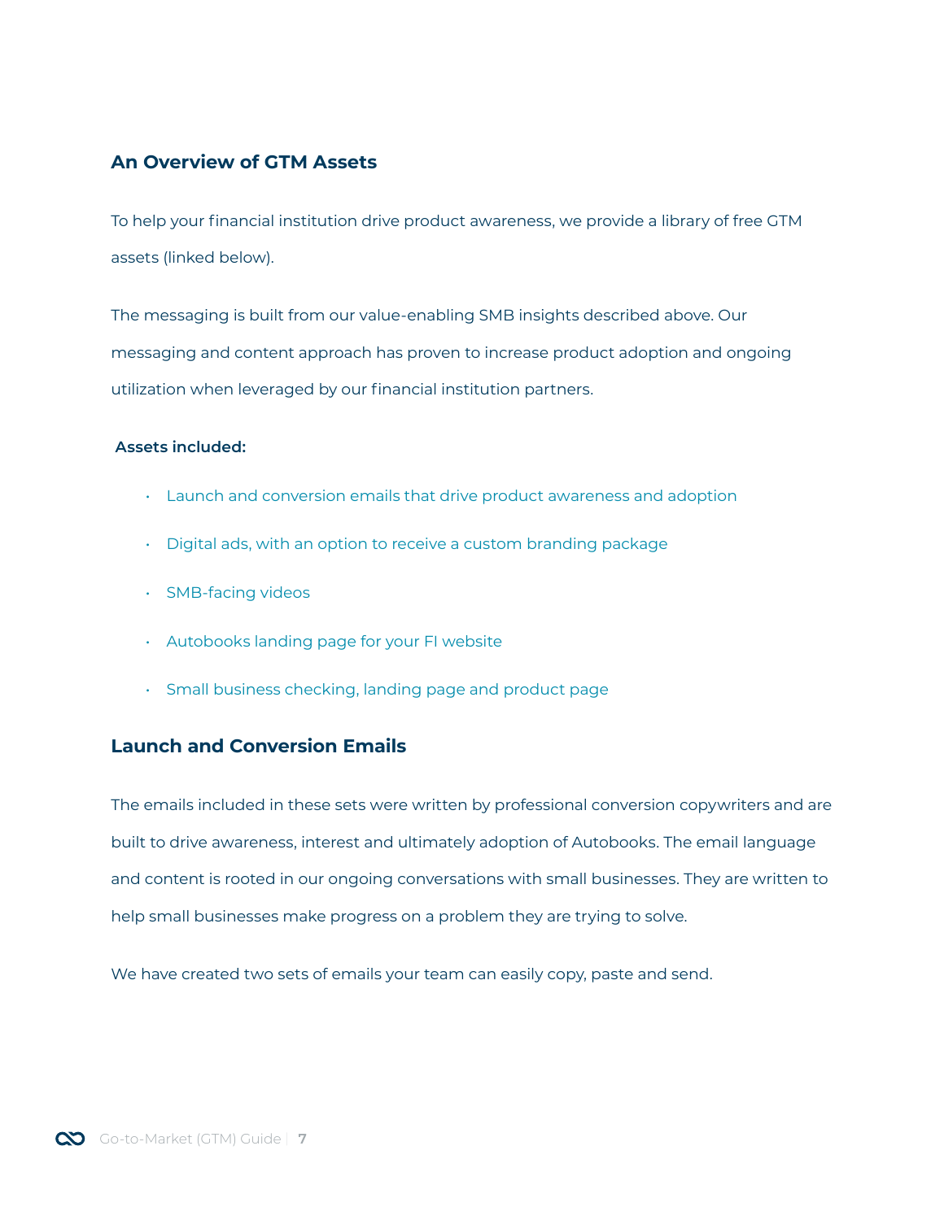## An Overview of GTM Assets

To help your financial institution drive product awareness, we provide a library of free GTM assets (linked below).

The messaging is built from our value-enabling SMB insights described above. Our messaging and content approach has proven to increase product adoption and ongoing utilization when leveraged by our financial institution partners.

**Assets included:**

- Launch and conversion emails that drive product awareness and adoption
- Digital ads, with an option to receive a custom branding package
- SMB-facing videos
- Autobooks landing page for your FI website
- Small business checking, landing page and product page

## Launch and Conversion Emails

The emails included in these sets were written by professional conversion copywriters and are built to drive awareness, interest and ultimately adoption of Autobooks. The email language and content is rooted in our ongoing conversations with small businesses. They are written to help small businesses make progress on a problem they are trying to solve.

We have created two sets of emails your team can easily copy, paste and send.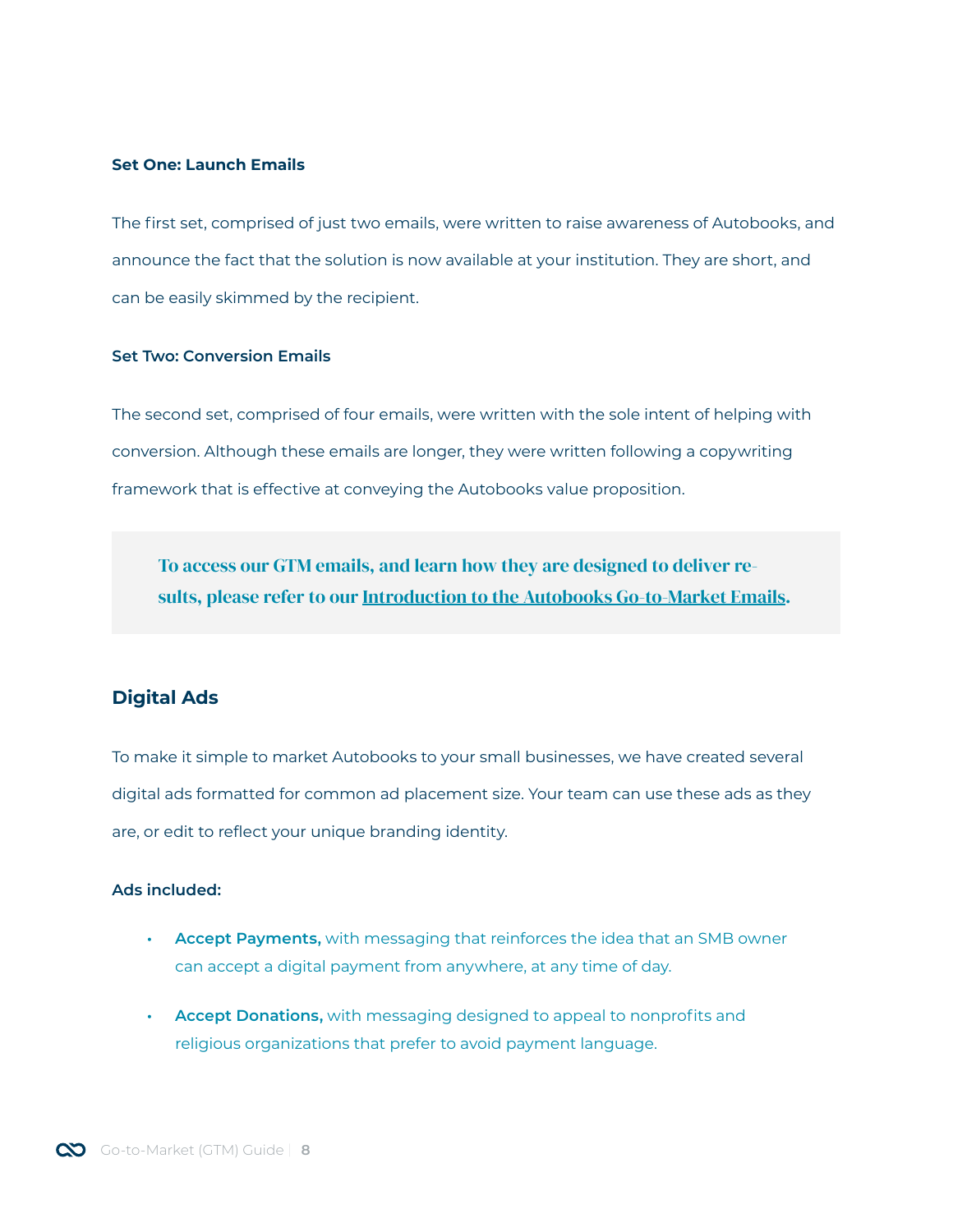**Set One: Launch Emails**

The first set, comprised of just two emails, were written to raise awareness of Autobooks, and announce the fact that the solution is now available at your institution. They are short, and can be easily skimmed by the recipient.

**Set Two: Conversion Emails**

The second set, comprised of four emails, were written with the sole intent of helping with conversion. Although these emails are longer, they were written following a copywriting framework that is effective at conveying the Autobooks value proposition.

> **To access our GTM emails, and learn how they are designed to deliver results, please refer to our Introduction to the Autobooks Go-to-Market Emails.**

## Digital Ads

To make it simple to market Autobooks to your small businesses, we have created several digital ads formatted for common ad placement size. Your team can use these ads as they are, or edit to reflect your unique branding identity.

**Ads included:**

- **Accept Payments,** with messaging that reinforces the idea that an SMB owner can accept a digital payment from anywhere, at any time of day.
- **Accept Donations,** with messaging designed to appeal to nonprofits and religious organizations that prefer to avoid payment language.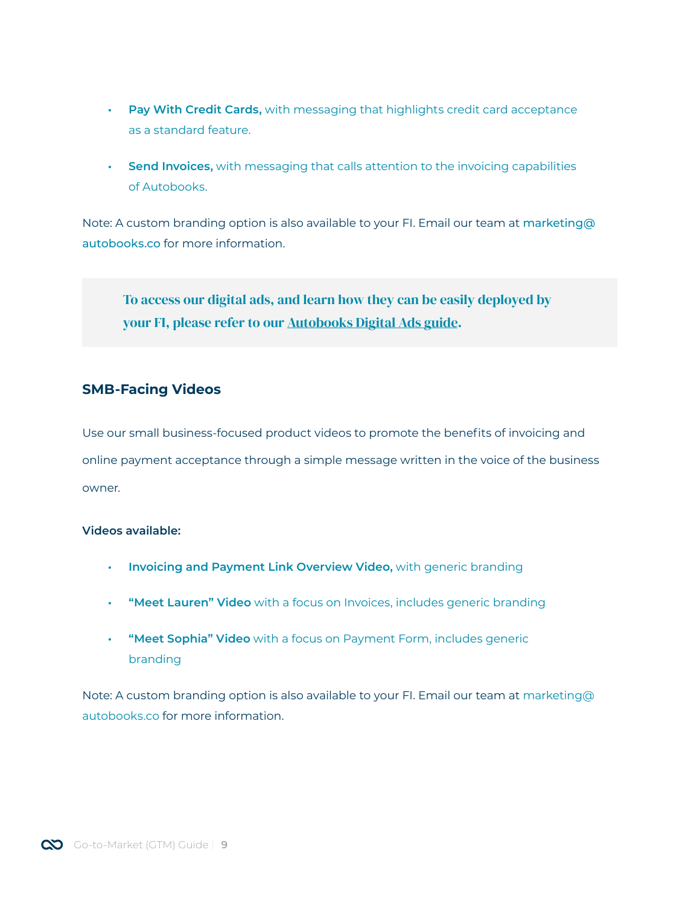- **Pay With Credit Cards,** with messaging that highlights credit card acceptance as a standard feature.

- **Send Invoices,** with messaging that calls attention to the invoicing capabilities of Autobooks.

Note: A custom branding option is also available to your FI. Email our team at marketing@autobooks.co for more information.

> **To access our digital ads, and learn how they can be easily deployed by your FI, please refer to our Autobooks Digital Ads guide.**

### SMB-Facing Videos

Use our small business-focused product videos to promote the benefits of invoicing and online payment acceptance through a simple message written in the voice of the business owner.

**Videos available:**

- **Invoicing and Payment Link Overview Video,** with generic branding

- **"Meet Lauren" Video** with a focus on Invoices, includes generic branding

- **"Meet Sophia" Video** with a focus on Payment Form, includes generic branding

Note: A custom branding option is also available to your FI. Email our team at marketing@autobooks.co for more information.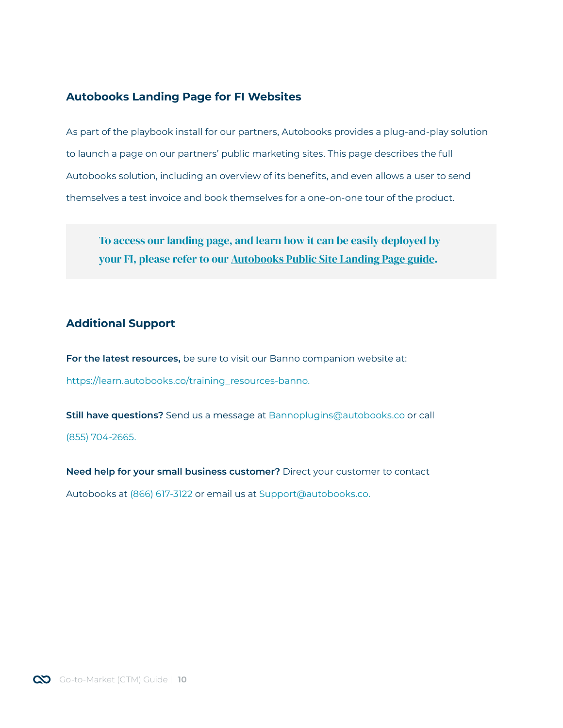## Autobooks Landing Page for FI Websites

As part of the playbook install for our partners, Autobooks provides a plug-and-play solution to launch a page on our partners' public marketing sites. This page describes the full Autobooks solution, including an overview of its benefits, and even allows a user to send themselves a test invoice and book themselves for a one-on-one tour of the product.

> **To access our landing page, and learn how it can be easily deployed by your FI, please refer to our Autobooks Public Site Landing Page guide.**

## Additional Support

**For the latest resources,** be sure to visit our Banno companion website at: https://learn.autobooks.co/training_resources-banno.

**Still have questions?** Send us a message at Bannoplugins@autobooks.co or call (855) 704-2665.

**Need help for your small business customer?** Direct your customer to contact Autobooks at (866) 617-3122 or email us at Support@autobooks.co.